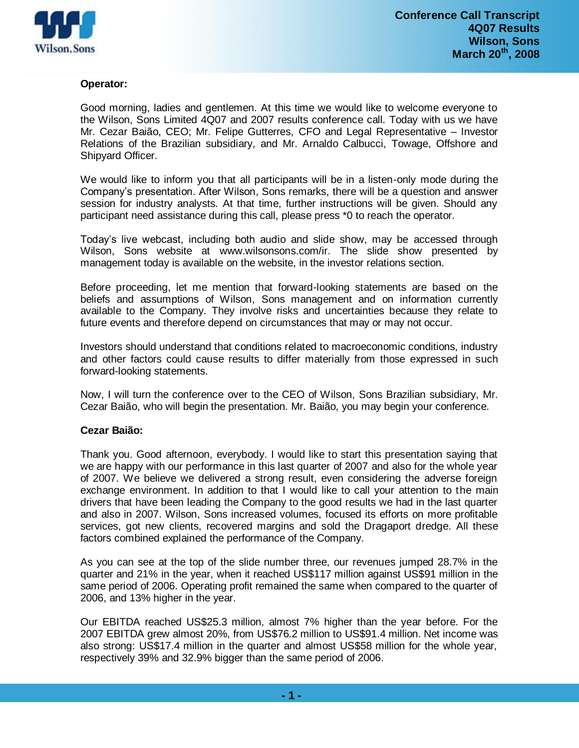**Operator:**

Good morning, ladies and gentlemen. At this time we would like to welcome everyone to the Wilson, Sons Limited 4Q07 and 2007 results conference call. Today with us we have Mr. Cezar Baião, CEO; Mr. Felipe Gutterres, CFO and Legal Representative – Investor Relations of the Brazilian subsidiary, and Mr. Arnaldo Calbucci, Towage, Offshore and Shipyard Officer.

We would like to inform you that all participants will be in a listen-only mode during the Company's presentation. After Wilson, Sons remarks, there will be a question and answer session for industry analysts. At that time, further instructions will be given. Should any participant need assistance during this call, please press *0 to reach the operator.

Today's live webcast, including both audio and slide show, may be accessed through Wilson, Sons website at www.wilsonsons.com/ir. The slide show presented by management today is available on the website, in the investor relations section.

Before proceeding, let me mention that forward-looking statements are based on the beliefs and assumptions of Wilson, Sons management and on information currently available to the Company. They involve risks and uncertainties because they relate to future events and therefore depend on circumstances that may or may not occur.

Investors should understand that conditions related to macroeconomic conditions, industry and other factors could cause results to differ materially from those expressed in such forward-looking statements.

Now, I will turn the conference over to the CEO of Wilson, Sons Brazilian subsidiary, Mr. Cezar Baião, who will begin the presentation. Mr. Baião, you may begin your conference.

**Cezar Baião:**

Thank you. Good afternoon, everybody. I would like to start this presentation saying that we are happy with our performance in this last quarter of 2007 and also for the whole year of 2007. We believe we delivered a strong result, even considering the adverse foreign exchange environment. In addition to that I would like to call your attention to the main drivers that have been leading the Company to the good results we had in the last quarter and also in 2007. Wilson, Sons increased volumes, focused its efforts on more profitable services, got new clients, recovered margins and sold the Dragaport dredge. All these factors combined explained the performance of the Company.

As you can see at the top of the slide number three, our revenues jumped 28.7% in the quarter and 21% in the year, when it reached US$117 million against US$91 million in the same period of 2006. Operating profit remained the same when compared to the quarter of 2006, and 13% higher in the year.

Our EBITDA reached US$25.3 million, almost 7% higher than the year before. For the 2007 EBITDA grew almost 20%, from US$76.2 million to US$91.4 million. Net income was also strong: US$17.4 million in the quarter and almost US$58 million for the whole year, respectively 39% and 32.9% bigger than the same period of 2006.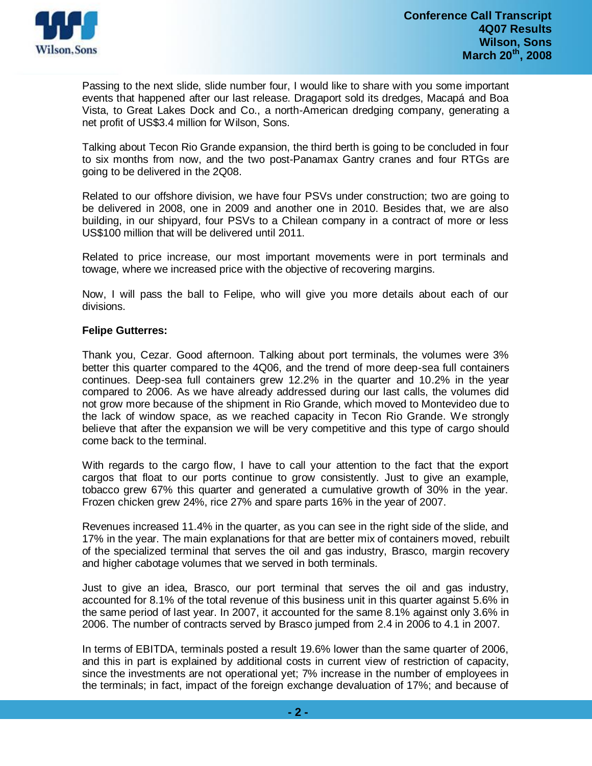Passing to the next slide, slide number four, I would like to share with you some important events that happened after our last release. Dragaport sold its dredges, Macapá and Boa Vista, to Great Lakes Dock and Co., a north-American dredging company, generating a net profit of US$3.4 million for Wilson, Sons.

Talking about Tecon Rio Grande expansion, the third berth is going to be concluded in four to six months from now, and the two post-Panamax Gantry cranes and four RTGs are going to be delivered in the 2Q08.

Related to our offshore division, we have four PSVs under construction; two are going to be delivered in 2008, one in 2009 and another one in 2010. Besides that, we are also building, in our shipyard, four PSVs to a Chilean company in a contract of more or less US$100 million that will be delivered until 2011.

Related to price increase, our most important movements were in port terminals and towage, where we increased price with the objective of recovering margins.

Now, I will pass the ball to Felipe, who will give you more details about each of our divisions.

**Felipe Gutterres:**

Thank you, Cezar. Good afternoon. Talking about port terminals, the volumes were 3% better this quarter compared to the 4Q06, and the trend of more deep-sea full containers continues. Deep-sea full containers grew 12.2% in the quarter and 10.2% in the year compared to 2006. As we have already addressed during our last calls, the volumes did not grow more because of the shipment in Rio Grande, which moved to Montevideo due to the lack of window space, as we reached capacity in Tecon Rio Grande. We strongly believe that after the expansion we will be very competitive and this type of cargo should come back to the terminal.

With regards to the cargo flow, I have to call your attention to the fact that the export cargos that float to our ports continue to grow consistently. Just to give an example, tobacco grew 67% this quarter and generated a cumulative growth of 30% in the year. Frozen chicken grew 24%, rice 27% and spare parts 16% in the year of 2007.

Revenues increased 11.4% in the quarter, as you can see in the right side of the slide, and 17% in the year. The main explanations for that are better mix of containers moved, rebuilt of the specialized terminal that serves the oil and gas industry, Brasco, margin recovery and higher cabotage volumes that we served in both terminals.

Just to give an idea, Brasco, our port terminal that serves the oil and gas industry, accounted for 8.1% of the total revenue of this business unit in this quarter against 5.6% in the same period of last year. In 2007, it accounted for the same 8.1% against only 3.6% in 2006. The number of contracts served by Brasco jumped from 2.4 in 2006 to 4.1 in 2007.

In terms of EBITDA, terminals posted a result 19.6% lower than the same quarter of 2006, and this in part is explained by additional costs in current view of restriction of capacity, since the investments are not operational yet; 7% increase in the number of employees in the terminals; in fact, impact of the foreign exchange devaluation of 17%; and because of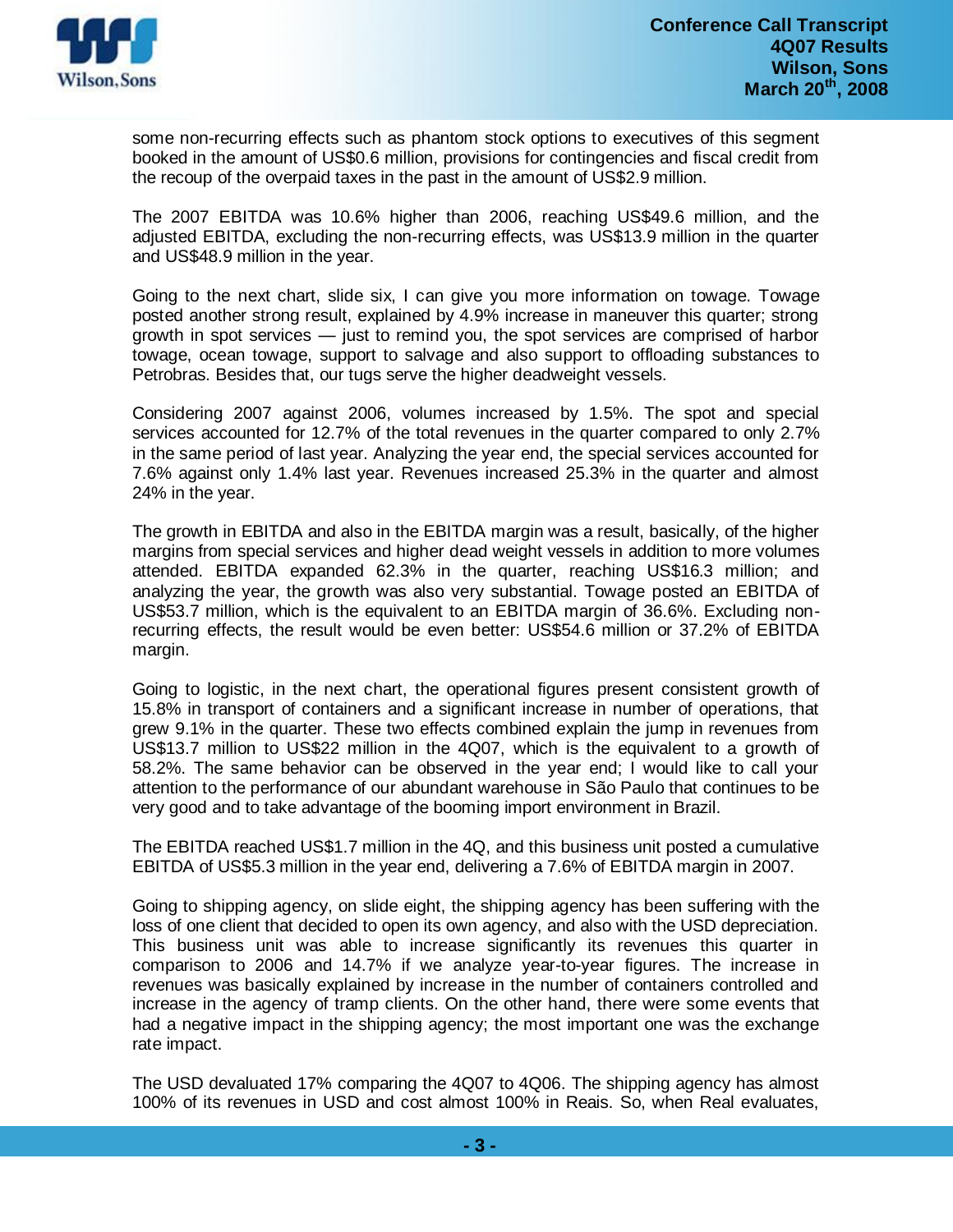some non-recurring effects such as phantom stock options to executives of this segment booked in the amount of US$0.6 million, provisions for contingencies and fiscal credit from the recoup of the overpaid taxes in the past in the amount of US$2.9 million.

The 2007 EBITDA was 10.6% higher than 2006, reaching US$49.6 million, and the adjusted EBITDA, excluding the non-recurring effects, was US$13.9 million in the quarter and US$48.9 million in the year.

Going to the next chart, slide six, I can give you more information on towage. Towage posted another strong result, explained by 4.9% increase in maneuver this quarter; strong growth in spot services — just to remind you, the spot services are comprised of harbor towage, ocean towage, support to salvage and also support to offloading substances to Petrobras. Besides that, our tugs serve the higher deadweight vessels.

Considering 2007 against 2006, volumes increased by 1.5%. The spot and special services accounted for 12.7% of the total revenues in the quarter compared to only 2.7% in the same period of last year. Analyzing the year end, the special services accounted for 7.6% against only 1.4% last year. Revenues increased 25.3% in the quarter and almost 24% in the year.

The growth in EBITDA and also in the EBITDA margin was a result, basically, of the higher margins from special services and higher dead weight vessels in addition to more volumes attended. EBITDA expanded 62.3% in the quarter, reaching US$16.3 million; and analyzing the year, the growth was also very substantial. Towage posted an EBITDA of US$53.7 million, which is the equivalent to an EBITDA margin of 36.6%. Excluding non-recurring effects, the result would be even better: US$54.6 million or 37.2% of EBITDA margin.

Going to logistic, in the next chart, the operational figures present consistent growth of 15.8% in transport of containers and a significant increase in number of operations, that grew 9.1% in the quarter. These two effects combined explain the jump in revenues from US$13.7 million to US$22 million in the 4Q07, which is the equivalent to a growth of 58.2%. The same behavior can be observed in the year end; I would like to call your attention to the performance of our abundant warehouse in São Paulo that continues to be very good and to take advantage of the booming import environment in Brazil.

The EBITDA reached US$1.7 million in the 4Q, and this business unit posted a cumulative EBITDA of US$5.3 million in the year end, delivering a 7.6% of EBITDA margin in 2007.

Going to shipping agency, on slide eight, the shipping agency has been suffering with the loss of one client that decided to open its own agency, and also with the USD depreciation. This business unit was able to increase significantly its revenues this quarter in comparison to 2006 and 14.7% if we analyze year-to-year figures. The increase in revenues was basically explained by increase in the number of containers controlled and increase in the agency of tramp clients. On the other hand, there were some events that had a negative impact in the shipping agency; the most important one was the exchange rate impact.

The USD devaluated 17% comparing the 4Q07 to 4Q06. The shipping agency has almost 100% of its revenues in USD and cost almost 100% in Reais. So, when Real evaluates,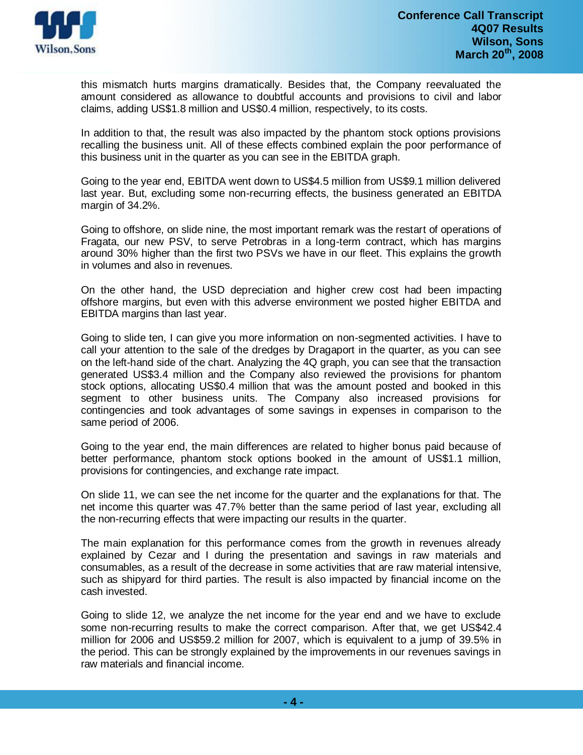this mismatch hurts margins dramatically. Besides that, the Company reevaluated the amount considered as allowance to doubtful accounts and provisions to civil and labor claims, adding US$1.8 million and US$0.4 million, respectively, to its costs.

In addition to that, the result was also impacted by the phantom stock options provisions recalling the business unit. All of these effects combined explain the poor performance of this business unit in the quarter as you can see in the EBITDA graph.

Going to the year end, EBITDA went down to US$4.5 million from US$9.1 million delivered last year. But, excluding some non-recurring effects, the business generated an EBITDA margin of 34.2%.

Going to offshore, on slide nine, the most important remark was the restart of operations of Fragata, our new PSV, to serve Petrobras in a long-term contract, which has margins around 30% higher than the first two PSVs we have in our fleet. This explains the growth in volumes and also in revenues.

On the other hand, the USD depreciation and higher crew cost had been impacting offshore margins, but even with this adverse environment we posted higher EBITDA and EBITDA margins than last year.

Going to slide ten, I can give you more information on non-segmented activities. I have to call your attention to the sale of the dredges by Dragaport in the quarter, as you can see on the left-hand side of the chart. Analyzing the 4Q graph, you can see that the transaction generated US$3.4 million and the Company also reviewed the provisions for phantom stock options, allocating US$0.4 million that was the amount posted and booked in this segment to other business units. The Company also increased provisions for contingencies and took advantages of some savings in expenses in comparison to the same period of 2006.

Going to the year end, the main differences are related to higher bonus paid because of better performance, phantom stock options booked in the amount of US$1.1 million, provisions for contingencies, and exchange rate impact.

On slide 11, we can see the net income for the quarter and the explanations for that. The net income this quarter was 47.7% better than the same period of last year, excluding all the non-recurring effects that were impacting our results in the quarter.

The main explanation for this performance comes from the growth in revenues already explained by Cezar and I during the presentation and savings in raw materials and consumables, as a result of the decrease in some activities that are raw material intensive, such as shipyard for third parties. The result is also impacted by financial income on the cash invested.

Going to slide 12, we analyze the net income for the year end and we have to exclude some non-recurring results to make the correct comparison. After that, we get US$42.4 million for 2006 and US$59.2 million for 2007, which is equivalent to a jump of 39.5% in the period. This can be strongly explained by the improvements in our revenues savings in raw materials and financial income.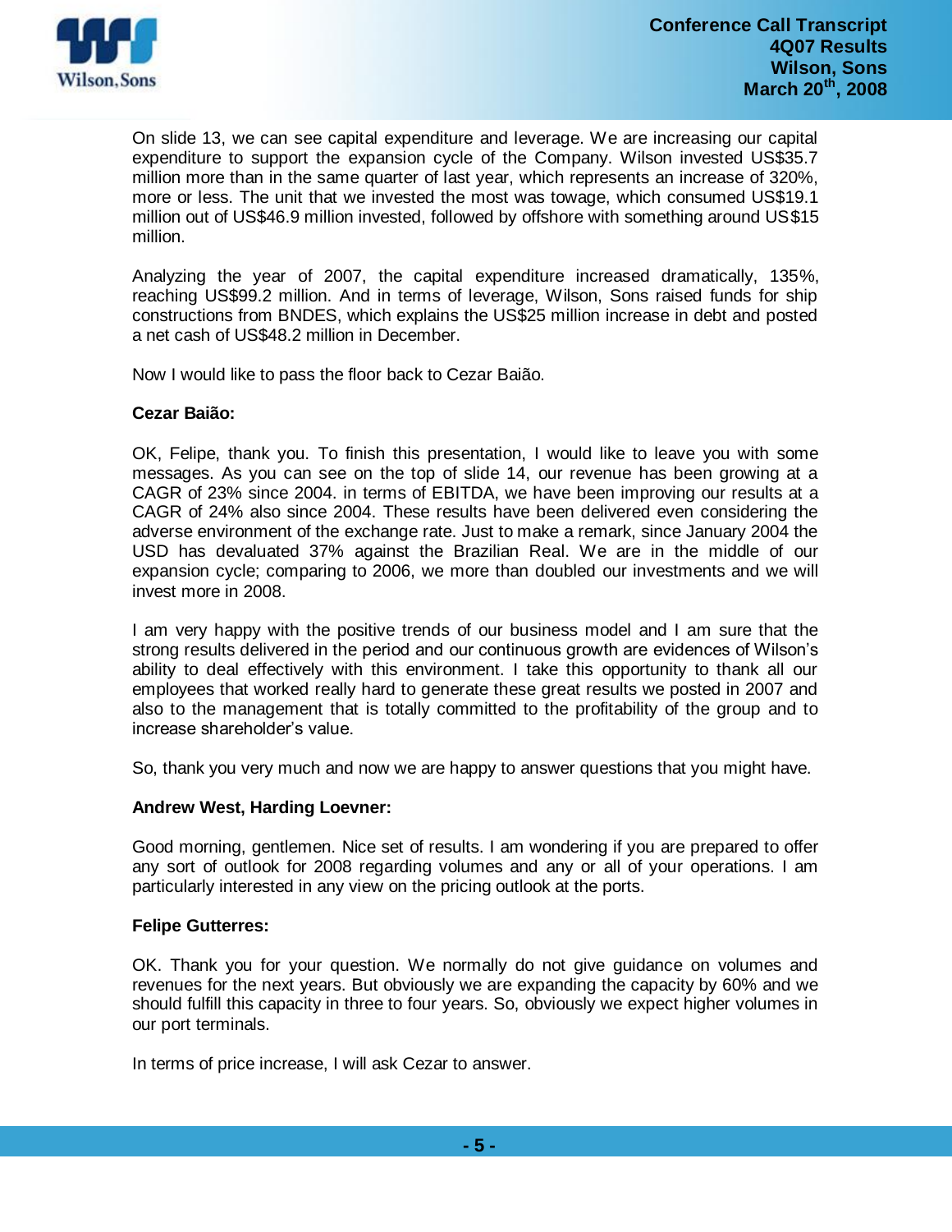On slide 13, we can see capital expenditure and leverage. We are increasing our capital expenditure to support the expansion cycle of the Company. Wilson invested US$35.7 million more than in the same quarter of last year, which represents an increase of 320%, more or less. The unit that we invested the most was towage, which consumed US$19.1 million out of US$46.9 million invested, followed by offshore with something around US$15 million.

Analyzing the year of 2007, the capital expenditure increased dramatically, 135%, reaching US$99.2 million. And in terms of leverage, Wilson, Sons raised funds for ship constructions from BNDES, which explains the US$25 million increase in debt and posted a net cash of US$48.2 million in December.

Now I would like to pass the floor back to Cezar Baião.

**Cezar Baião:**

OK, Felipe, thank you. To finish this presentation, I would like to leave you with some messages. As you can see on the top of slide 14, our revenue has been growing at a CAGR of 23% since 2004. in terms of EBITDA, we have been improving our results at a CAGR of 24% also since 2004. These results have been delivered even considering the adverse environment of the exchange rate. Just to make a remark, since January 2004 the USD has devaluated 37% against the Brazilian Real. We are in the middle of our expansion cycle; comparing to 2006, we more than doubled our investments and we will invest more in 2008.

I am very happy with the positive trends of our business model and I am sure that the strong results delivered in the period and our continuous growth are evidences of Wilson's ability to deal effectively with this environment. I take this opportunity to thank all our employees that worked really hard to generate these great results we posted in 2007 and also to the management that is totally committed to the profitability of the group and to increase shareholder's value.

So, thank you very much and now we are happy to answer questions that you might have.

**Andrew West, Harding Loevner:**

Good morning, gentlemen. Nice set of results. I am wondering if you are prepared to offer any sort of outlook for 2008 regarding volumes and any or all of your operations. I am particularly interested in any view on the pricing outlook at the ports.

**Felipe Gutterres:**

OK. Thank you for your question. We normally do not give guidance on volumes and revenues for the next years. But obviously we are expanding the capacity by 60% and we should fulfill this capacity in three to four years. So, obviously we expect higher volumes in our port terminals.

In terms of price increase, I will ask Cezar to answer.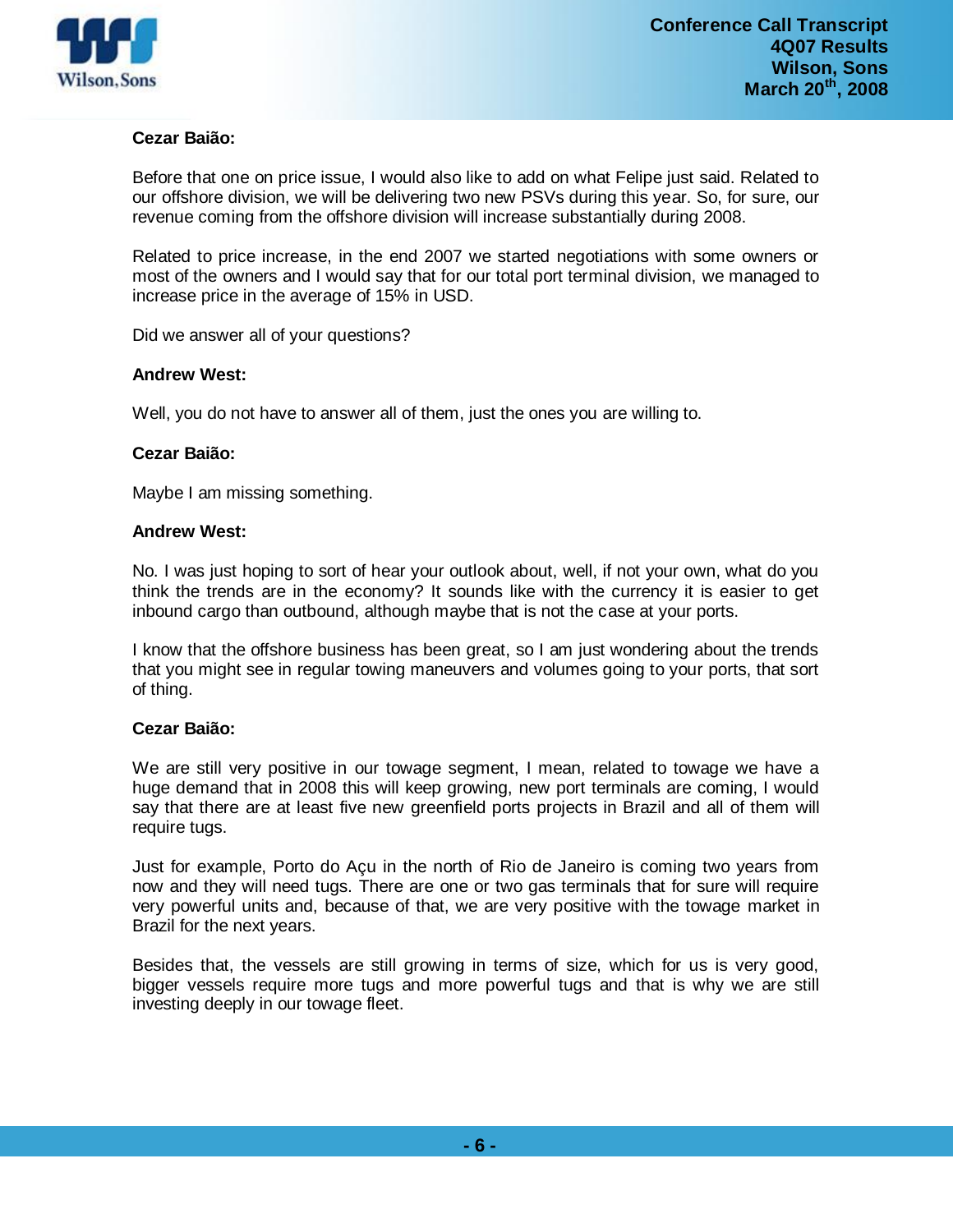**Cezar Baião:**

Before that one on price issue, I would also like to add on what Felipe just said. Related to our offshore division, we will be delivering two new PSVs during this year. So, for sure, our revenue coming from the offshore division will increase substantially during 2008.

Related to price increase, in the end 2007 we started negotiations with some owners or most of the owners and I would say that for our total port terminal division, we managed to increase price in the average of 15% in USD.

Did we answer all of your questions?

**Andrew West:**

Well, you do not have to answer all of them, just the ones you are willing to.

**Cezar Baião:**

Maybe I am missing something.

**Andrew West:**

No. I was just hoping to sort of hear your outlook about, well, if not your own, what do you think the trends are in the economy? It sounds like with the currency it is easier to get inbound cargo than outbound, although maybe that is not the case at your ports.

I know that the offshore business has been great, so I am just wondering about the trends that you might see in regular towing maneuvers and volumes going to your ports, that sort of thing.

**Cezar Baião:**

We are still very positive in our towage segment, I mean, related to towage we have a huge demand that in 2008 this will keep growing, new port terminals are coming, I would say that there are at least five new greenfield ports projects in Brazil and all of them will require tugs.

Just for example, Porto do Açu in the north of Rio de Janeiro is coming two years from now and they will need tugs. There are one or two gas terminals that for sure will require very powerful units and, because of that, we are very positive with the towage market in Brazil for the next years.

Besides that, the vessels are still growing in terms of size, which for us is very good, bigger vessels require more tugs and more powerful tugs and that is why we are still investing deeply in our towage fleet.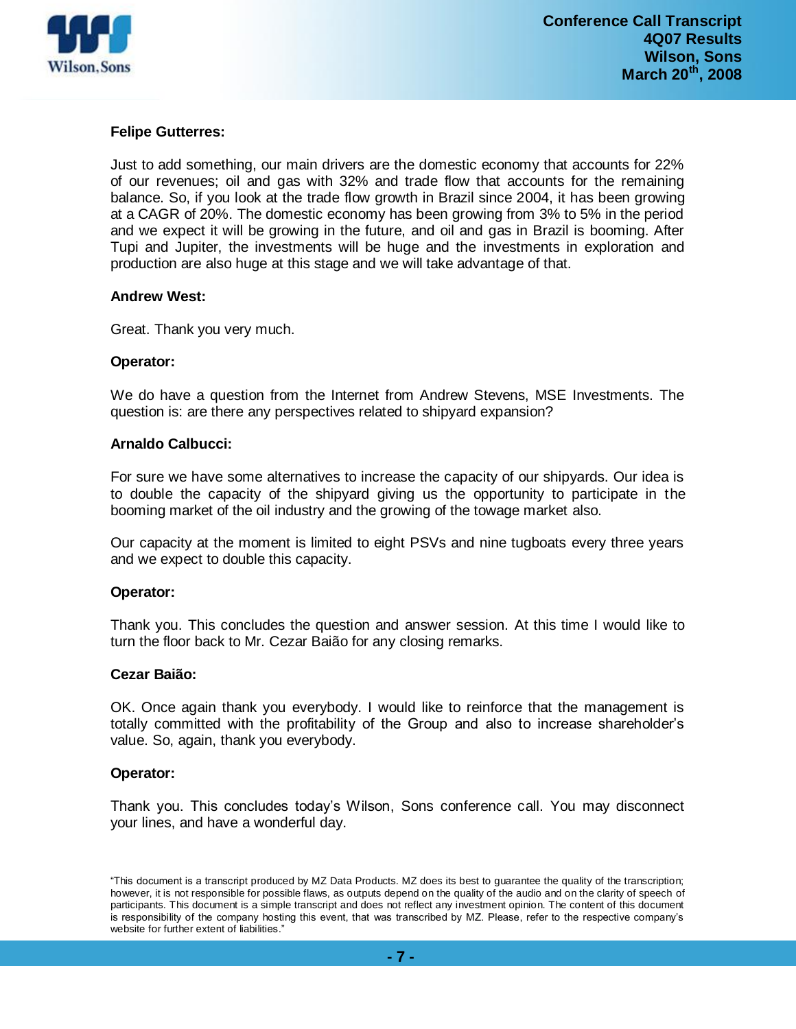**Felipe Gutterres:**

Just to add something, our main drivers are the domestic economy that accounts for 22% of our revenues; oil and gas with 32% and trade flow that accounts for the remaining balance. So, if you look at the trade flow growth in Brazil since 2004, it has been growing at a CAGR of 20%. The domestic economy has been growing from 3% to 5% in the period and we expect it will be growing in the future, and oil and gas in Brazil is booming. After Tupi and Jupiter, the investments will be huge and the investments in exploration and production are also huge at this stage and we will take advantage of that.

**Andrew West:**

Great. Thank you very much.

**Operator:**

We do have a question from the Internet from Andrew Stevens, MSE Investments. The question is: are there any perspectives related to shipyard expansion?

**Arnaldo Calbucci:**

For sure we have some alternatives to increase the capacity of our shipyards. Our idea is to double the capacity of the shipyard giving us the opportunity to participate in the booming market of the oil industry and the growing of the towage market also.

Our capacity at the moment is limited to eight PSVs and nine tugboats every three years and we expect to double this capacity.

**Operator:**

Thank you. This concludes the question and answer session. At this time I would like to turn the floor back to Mr. Cezar Baião for any closing remarks.

**Cezar Baião:**

OK. Once again thank you everybody. I would like to reinforce that the management is totally committed with the profitability of the Group and also to increase shareholder's value. So, again, thank you everybody.

**Operator:**

Thank you. This concludes today's Wilson, Sons conference call. You may disconnect your lines, and have a wonderful day.

"This document is a transcript produced by MZ Data Products. MZ does its best to guarantee the quality of the transcription; however, it is not responsible for possible flaws, as outputs depend on the quality of the audio and on the clarity of speech of participants. This document is a simple transcript and does not reflect any investment opinion. The content of this document is responsibility of the company hosting this event, that was transcribed by MZ. Please, refer to the respective company's website for further extent of liabilities."